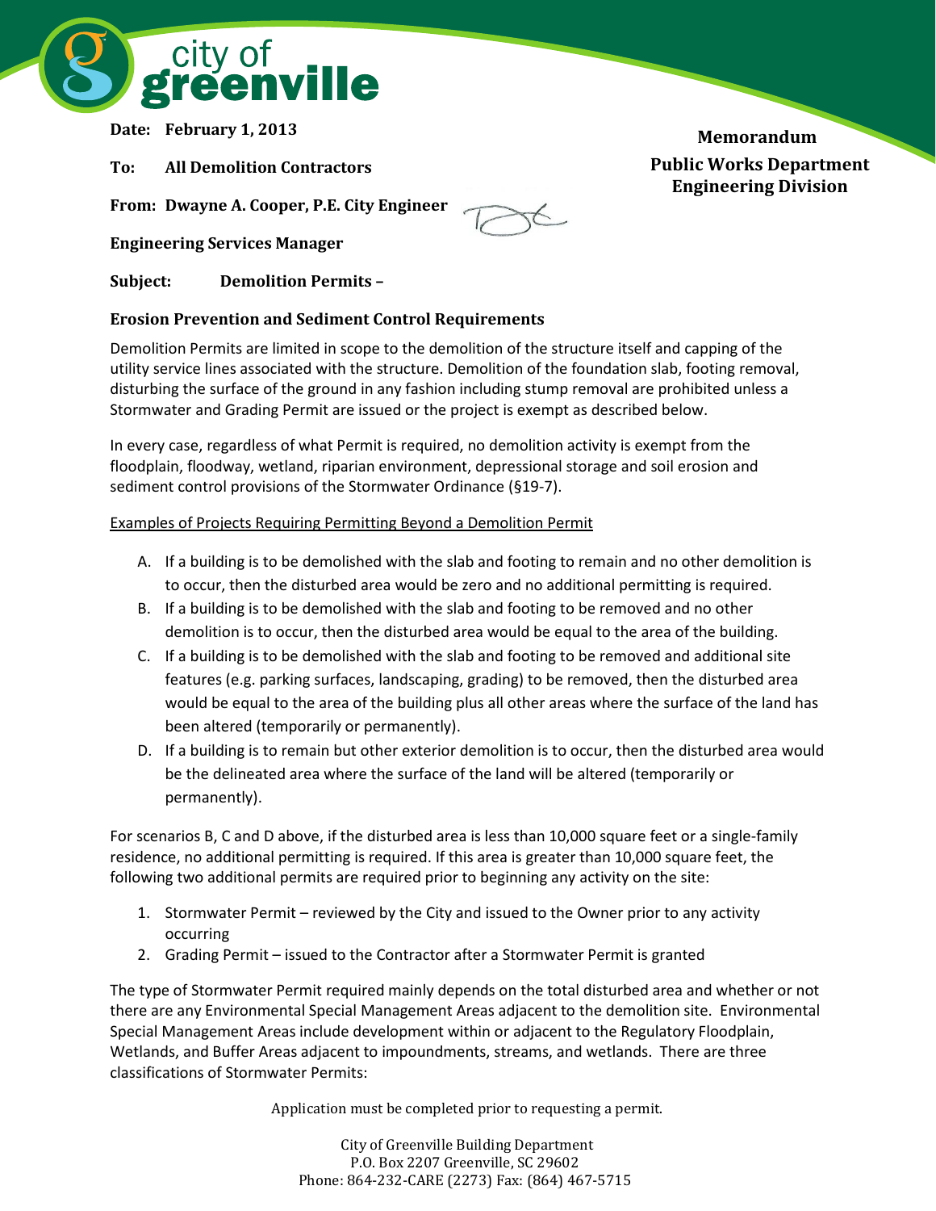**Memorandum**

**Public Works Department**
**Engineering Division**

**Date: February 1, 2013**

**To: All Demolition Contractors**

**From: Dwayne A. Cooper, P.E. City Engineer**

**Engineering Services Manager**

**Subject: Demolition Permits –**

**Erosion Prevention and Sediment Control Requirements**

Demolition Permits are limited in scope to the demolition of the structure itself and capping of the utility service lines associated with the structure. Demolition of the foundation slab, footing removal, disturbing the surface of the ground in any fashion including stump removal are prohibited unless a Stormwater and Grading Permit are issued or the project is exempt as described below.

In every case, regardless of what Permit is required, no demolition activity is exempt from the floodplain, floodway, wetland, riparian environment, depressional storage and soil erosion and sediment control provisions of the Stormwater Ordinance (§19-7).

Examples of Projects Requiring Permitting Beyond a Demolition Permit

A. If a building is to be demolished with the slab and footing to remain and no other demolition is to occur, then the disturbed area would be zero and no additional permitting is required.
B. If a building is to be demolished with the slab and footing to be removed and no other demolition is to occur, then the disturbed area would be equal to the area of the building.
C. If a building is to be demolished with the slab and footing to be removed and additional site features (e.g. parking surfaces, landscaping, grading) to be removed, then the disturbed area would be equal to the area of the building plus all other areas where the surface of the land has been altered (temporarily or permanently).
D. If a building is to remain but other exterior demolition is to occur, then the disturbed area would be the delineated area where the surface of the land will be altered (temporarily or permanently).

For scenarios B, C and D above, if the disturbed area is less than 10,000 square feet or a single-family residence, no additional permitting is required. If this area is greater than 10,000 square feet, the following two additional permits are required prior to beginning any activity on the site:

1. Stormwater Permit – reviewed by the City and issued to the Owner prior to any activity occurring
2. Grading Permit – issued to the Contractor after a Stormwater Permit is granted

The type of Stormwater Permit required mainly depends on the total disturbed area and whether or not there are any Environmental Special Management Areas adjacent to the demolition site. Environmental Special Management Areas include development within or adjacent to the Regulatory Floodplain, Wetlands, and Buffer Areas adjacent to impoundments, streams, and wetlands. There are three classifications of Stormwater Permits:

Application must be completed prior to requesting a permit.

City of Greenville Building Department
P.O. Box 2207 Greenville, SC 29602
Phone: 864-232-CARE (2273) Fax: (864) 467-5715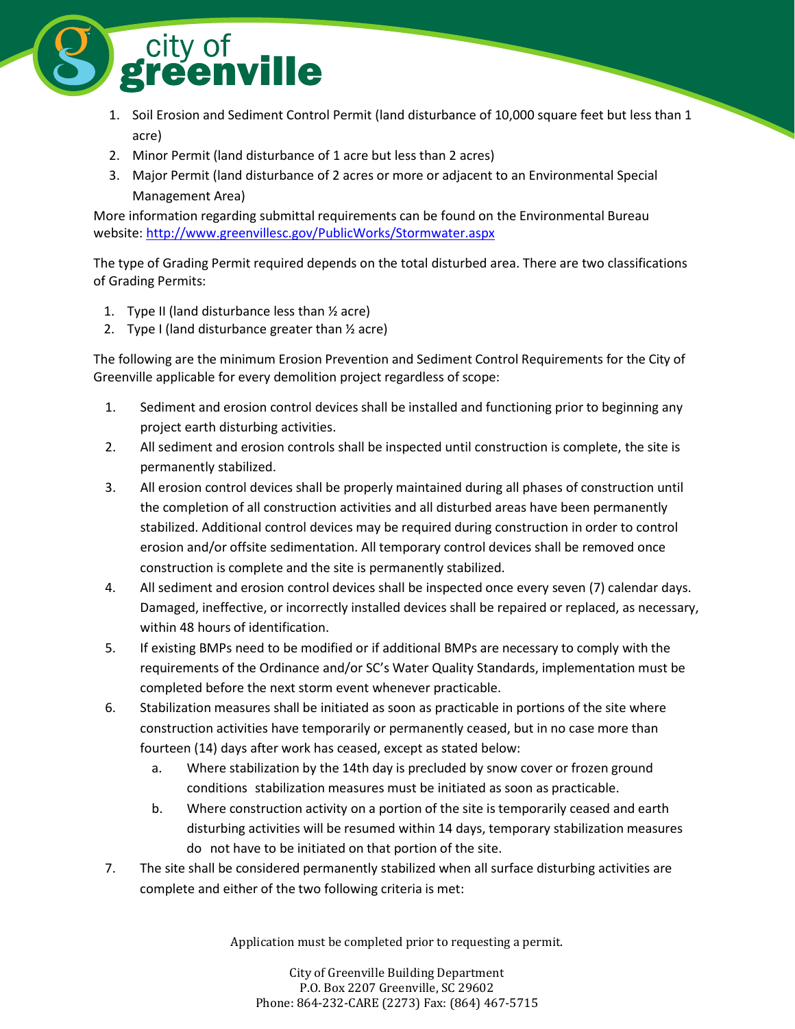1. Soil Erosion and Sediment Control Permit (land disturbance of 10,000 square feet but less than 1 acre)
2. Minor Permit (land disturbance of 1 acre but less than 2 acres)
3. Major Permit (land disturbance of 2 acres or more or adjacent to an Environmental Special Management Area)

More information regarding submittal requirements can be found on the Environmental Bureau website: http://www.greenvillesc.gov/PublicWorks/Stormwater.aspx

The type of Grading Permit required depends on the total disturbed area. There are two classifications of Grading Permits:

1. Type II (land disturbance less than ½ acre)
2. Type I (land disturbance greater than ½ acre)

The following are the minimum Erosion Prevention and Sediment Control Requirements for the City of Greenville applicable for every demolition project regardless of scope:

1. Sediment and erosion control devices shall be installed and functioning prior to beginning any project earth disturbing activities.
2. All sediment and erosion controls shall be inspected until construction is complete, the site is permanently stabilized.
3. All erosion control devices shall be properly maintained during all phases of construction until the completion of all construction activities and all disturbed areas have been permanently stabilized. Additional control devices may be required during construction in order to control erosion and/or offsite sedimentation. All temporary control devices shall be removed once construction is complete and the site is permanently stabilized.
4. All sediment and erosion control devices shall be inspected once every seven (7) calendar days. Damaged, ineffective, or incorrectly installed devices shall be repaired or replaced, as necessary, within 48 hours of identification.
5. If existing BMPs need to be modified or if additional BMPs are necessary to comply with the requirements of the Ordinance and/or SC's Water Quality Standards, implementation must be completed before the next storm event whenever practicable.
6. Stabilization measures shall be initiated as soon as practicable in portions of the site where construction activities have temporarily or permanently ceased, but in no case more than fourteen (14) days after work has ceased, except as stated below:
   a. Where stabilization by the 14th day is precluded by snow cover or frozen ground conditions stabilization measures must be initiated as soon as practicable.
   b. Where construction activity on a portion of the site is temporarily ceased and earth disturbing activities will be resumed within 14 days, temporary stabilization measures do not have to be initiated on that portion of the site.
7. The site shall be considered permanently stabilized when all surface disturbing activities are complete and either of the two following criteria is met:

Application must be completed prior to requesting a permit.

City of Greenville Building Department
P.O. Box 2207 Greenville, SC 29602
Phone: 864-232-CARE (2273) Fax: (864) 467-5715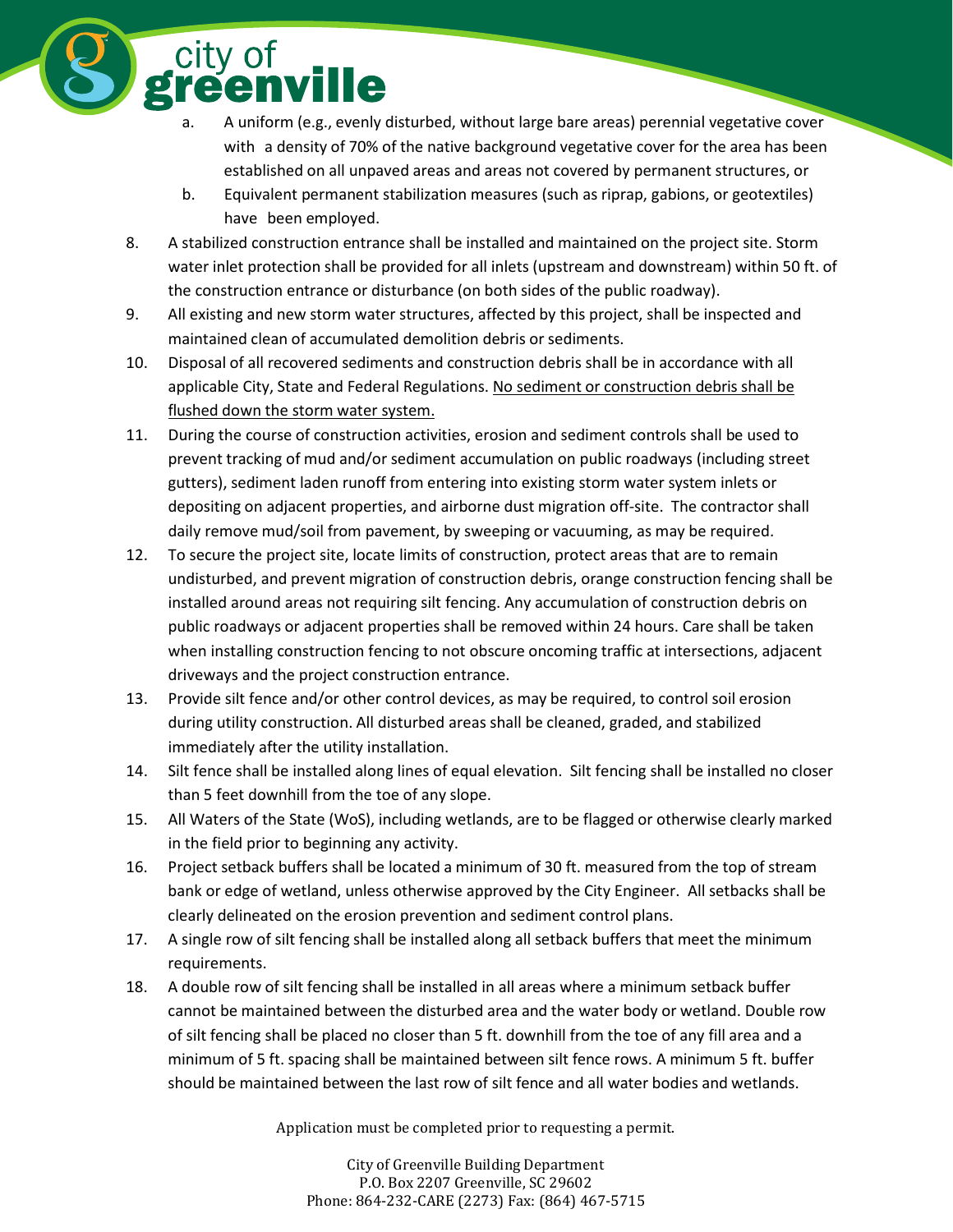a. A uniform (e.g., evenly disturbed, without large bare areas) perennial vegetative cover with a density of 70% of the native background vegetative cover for the area has been established on all unpaved areas and areas not covered by permanent structures, or
b. Equivalent permanent stabilization measures (such as riprap, gabions, or geotextiles) have been employed.

8. A stabilized construction entrance shall be installed and maintained on the project site. Storm water inlet protection shall be provided for all inlets (upstream and downstream) within 50 ft. of the construction entrance or disturbance (on both sides of the public roadway).
9. All existing and new storm water structures, affected by this project, shall be inspected and maintained clean of accumulated demolition debris or sediments.
10. Disposal of all recovered sediments and construction debris shall be in accordance with all applicable City, State and Federal Regulations. <u>No sediment or construction debris shall be flushed down the storm water system.</u>
11. During the course of construction activities, erosion and sediment controls shall be used to prevent tracking of mud and/or sediment accumulation on public roadways (including street gutters), sediment laden runoff from entering into existing storm water system inlets or depositing on adjacent properties, and airborne dust migration off-site. The contractor shall daily remove mud/soil from pavement, by sweeping or vacuuming, as may be required.
12. To secure the project site, locate limits of construction, protect areas that are to remain undisturbed, and prevent migration of construction debris, orange construction fencing shall be installed around areas not requiring silt fencing. Any accumulation of construction debris on public roadways or adjacent properties shall be removed within 24 hours. Care shall be taken when installing construction fencing to not obscure oncoming traffic at intersections, adjacent driveways and the project construction entrance.
13. Provide silt fence and/or other control devices, as may be required, to control soil erosion during utility construction. All disturbed areas shall be cleaned, graded, and stabilized immediately after the utility installation.
14. Silt fence shall be installed along lines of equal elevation. Silt fencing shall be installed no closer than 5 feet downhill from the toe of any slope.
15. All Waters of the State (WoS), including wetlands, are to be flagged or otherwise clearly marked in the field prior to beginning any activity.
16. Project setback buffers shall be located a minimum of 30 ft. measured from the top of stream bank or edge of wetland, unless otherwise approved by the City Engineer. All setbacks shall be clearly delineated on the erosion prevention and sediment control plans.
17. A single row of silt fencing shall be installed along all setback buffers that meet the minimum requirements.
18. A double row of silt fencing shall be installed in all areas where a minimum setback buffer cannot be maintained between the disturbed area and the water body or wetland. Double row of silt fencing shall be placed no closer than 5 ft. downhill from the toe of any fill area and a minimum of 5 ft. spacing shall be maintained between silt fence rows. A minimum 5 ft. buffer should be maintained between the last row of silt fence and all water bodies and wetlands.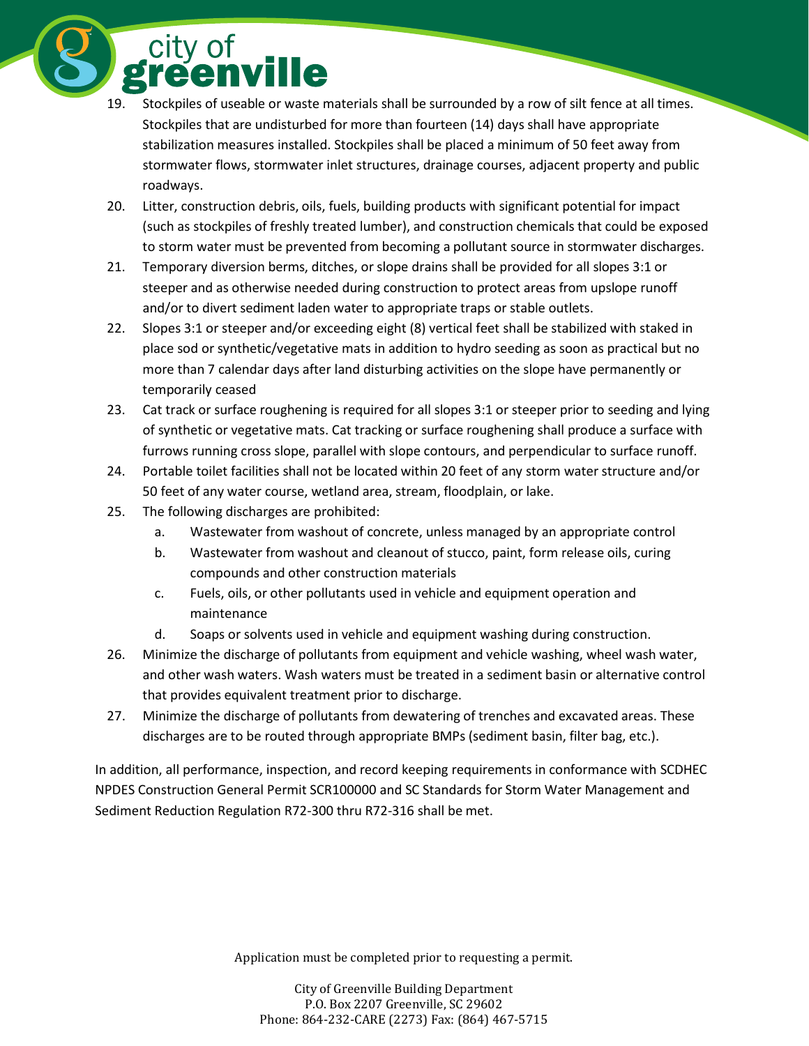19. Stockpiles of useable or waste materials shall be surrounded by a row of silt fence at all times. Stockpiles that are undisturbed for more than fourteen (14) days shall have appropriate stabilization measures installed. Stockpiles shall be placed a minimum of 50 feet away from stormwater flows, stormwater inlet structures, drainage courses, adjacent property and public roadways.
20. Litter, construction debris, oils, fuels, building products with significant potential for impact (such as stockpiles of freshly treated lumber), and construction chemicals that could be exposed to storm water must be prevented from becoming a pollutant source in stormwater discharges.
21. Temporary diversion berms, ditches, or slope drains shall be provided for all slopes 3:1 or steeper and as otherwise needed during construction to protect areas from upslope runoff and/or to divert sediment laden water to appropriate traps or stable outlets.
22. Slopes 3:1 or steeper and/or exceeding eight (8) vertical feet shall be stabilized with staked in place sod or synthetic/vegetative mats in addition to hydro seeding as soon as practical but no more than 7 calendar days after land disturbing activities on the slope have permanently or temporarily ceased
23. Cat track or surface roughening is required for all slopes 3:1 or steeper prior to seeding and lying of synthetic or vegetative mats. Cat tracking or surface roughening shall produce a surface with furrows running cross slope, parallel with slope contours, and perpendicular to surface runoff.
24. Portable toilet facilities shall not be located within 20 feet of any storm water structure and/or 50 feet of any water course, wetland area, stream, floodplain, or lake.
25. The following discharges are prohibited:
    a. Wastewater from washout of concrete, unless managed by an appropriate control
    b. Wastewater from washout and cleanout of stucco, paint, form release oils, curing compounds and other construction materials
    c. Fuels, oils, or other pollutants used in vehicle and equipment operation and maintenance
    d. Soaps or solvents used in vehicle and equipment washing during construction.
26. Minimize the discharge of pollutants from equipment and vehicle washing, wheel wash water, and other wash waters. Wash waters must be treated in a sediment basin or alternative control that provides equivalent treatment prior to discharge.
27. Minimize the discharge of pollutants from dewatering of trenches and excavated areas. These discharges are to be routed through appropriate BMPs (sediment basin, filter bag, etc.).

In addition, all performance, inspection, and record keeping requirements in conformance with SCDHEC NPDES Construction General Permit SCR100000 and SC Standards for Storm Water Management and Sediment Reduction Regulation R72-300 thru R72-316 shall be met.

Application must be completed prior to requesting a permit.

City of Greenville Building Department
P.O. Box 2207 Greenville, SC 29602
Phone: 864-232-CARE (2273) Fax: (864) 467-5715